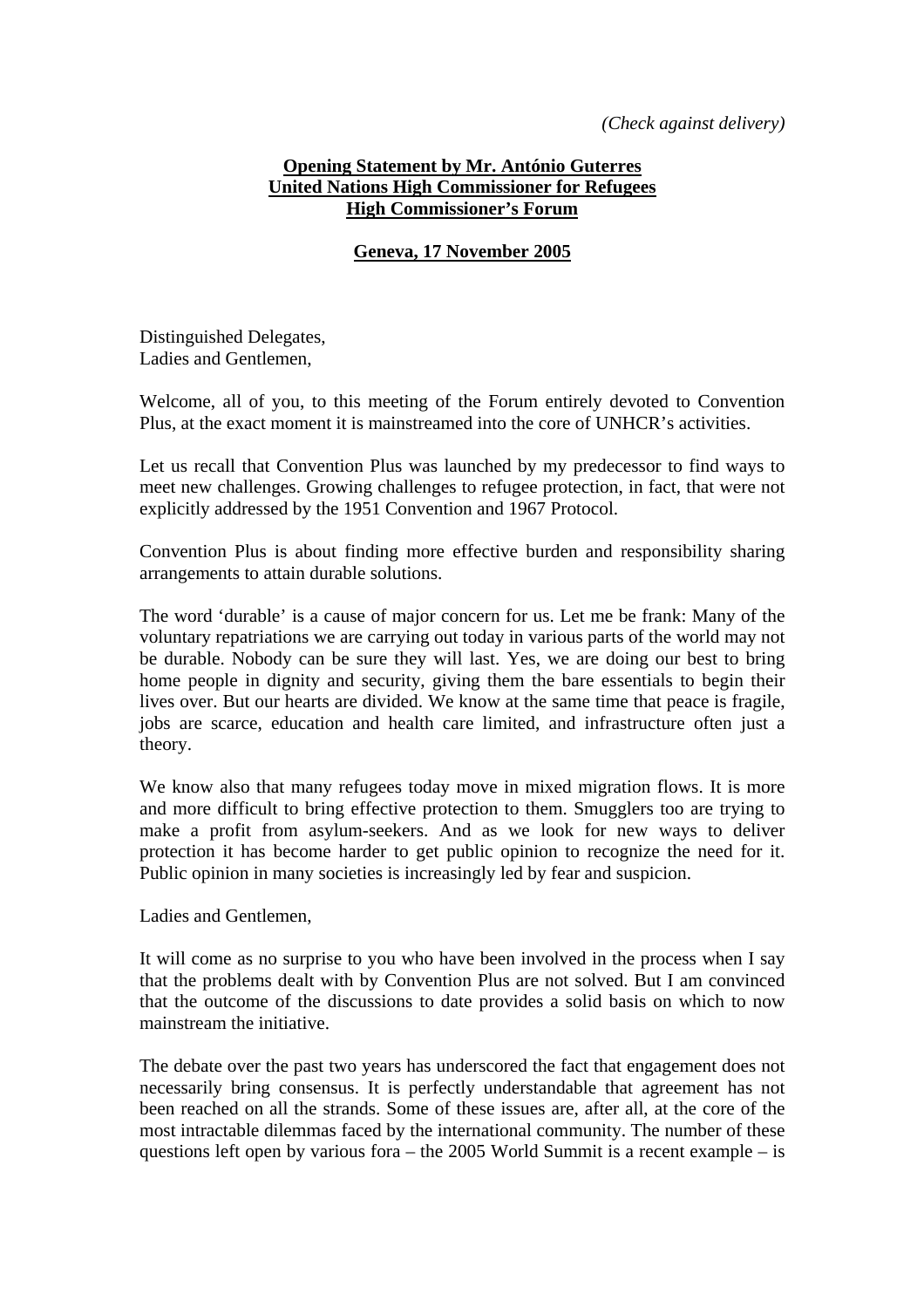*(Check against delivery)*

**Opening Statement by Mr. António Guterres**
**United Nations High Commissioner for Refugees**
**High Commissioner's Forum**

**Geneva, 17 November 2005**

Distinguished Delegates,
Ladies and Gentlemen,

Welcome, all of you, to this meeting of the Forum entirely devoted to Convention Plus, at the exact moment it is mainstreamed into the core of UNHCR's activities.

Let us recall that Convention Plus was launched by my predecessor to find ways to meet new challenges. Growing challenges to refugee protection, in fact, that were not explicitly addressed by the 1951 Convention and 1967 Protocol.

Convention Plus is about finding more effective burden and responsibility sharing arrangements to attain durable solutions.

The word 'durable' is a cause of major concern for us. Let me be frank: Many of the voluntary repatriations we are carrying out today in various parts of the world may not be durable. Nobody can be sure they will last. Yes, we are doing our best to bring home people in dignity and security, giving them the bare essentials to begin their lives over. But our hearts are divided. We know at the same time that peace is fragile, jobs are scarce, education and health care limited, and infrastructure often just a theory.

We know also that many refugees today move in mixed migration flows. It is more and more difficult to bring effective protection to them. Smugglers too are trying to make a profit from asylum-seekers. And as we look for new ways to deliver protection it has become harder to get public opinion to recognize the need for it. Public opinion in many societies is increasingly led by fear and suspicion.

Ladies and Gentlemen,

It will come as no surprise to you who have been involved in the process when I say that the problems dealt with by Convention Plus are not solved. But I am convinced that the outcome of the discussions to date provides a solid basis on which to now mainstream the initiative.

The debate over the past two years has underscored the fact that engagement does not necessarily bring consensus. It is perfectly understandable that agreement has not been reached on all the strands. Some of these issues are, after all, at the core of the most intractable dilemmas faced by the international community. The number of these questions left open by various fora – the 2005 World Summit is a recent example – is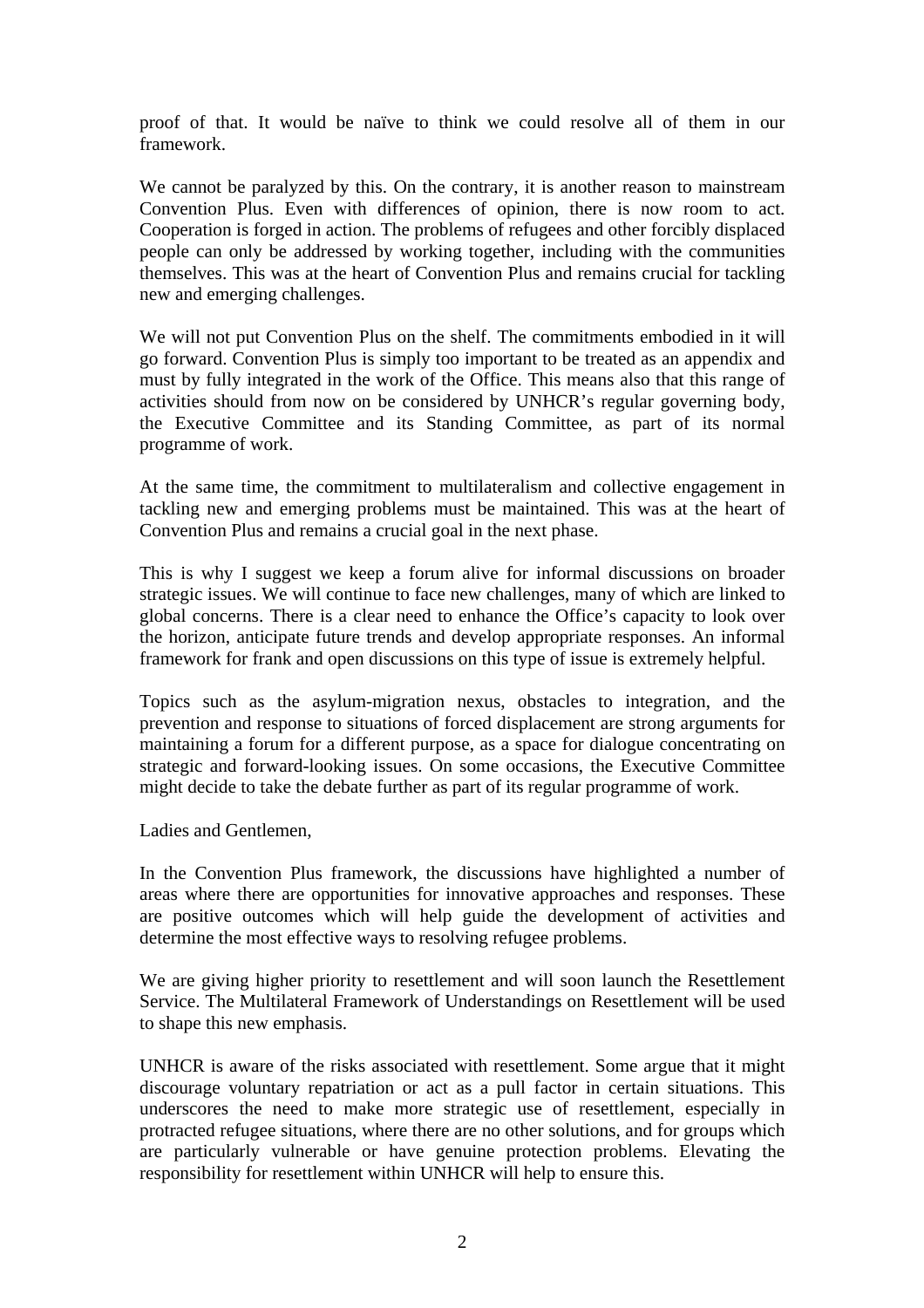proof of that. It would be naïve to think we could resolve all of them in our framework.

We cannot be paralyzed by this. On the contrary, it is another reason to mainstream Convention Plus. Even with differences of opinion, there is now room to act. Cooperation is forged in action. The problems of refugees and other forcibly displaced people can only be addressed by working together, including with the communities themselves. This was at the heart of Convention Plus and remains crucial for tackling new and emerging challenges.

We will not put Convention Plus on the shelf. The commitments embodied in it will go forward. Convention Plus is simply too important to be treated as an appendix and must by fully integrated in the work of the Office. This means also that this range of activities should from now on be considered by UNHCR's regular governing body, the Executive Committee and its Standing Committee, as part of its normal programme of work.

At the same time, the commitment to multilateralism and collective engagement in tackling new and emerging problems must be maintained. This was at the heart of Convention Plus and remains a crucial goal in the next phase.

This is why I suggest we keep a forum alive for informal discussions on broader strategic issues. We will continue to face new challenges, many of which are linked to global concerns. There is a clear need to enhance the Office's capacity to look over the horizon, anticipate future trends and develop appropriate responses. An informal framework for frank and open discussions on this type of issue is extremely helpful.

Topics such as the asylum-migration nexus, obstacles to integration, and the prevention and response to situations of forced displacement are strong arguments for maintaining a forum for a different purpose, as a space for dialogue concentrating on strategic and forward-looking issues. On some occasions, the Executive Committee might decide to take the debate further as part of its regular programme of work.

Ladies and Gentlemen,

In the Convention Plus framework, the discussions have highlighted a number of areas where there are opportunities for innovative approaches and responses. These are positive outcomes which will help guide the development of activities and determine the most effective ways to resolving refugee problems.

We are giving higher priority to resettlement and will soon launch the Resettlement Service. The Multilateral Framework of Understandings on Resettlement will be used to shape this new emphasis.

UNHCR is aware of the risks associated with resettlement. Some argue that it might discourage voluntary repatriation or act as a pull factor in certain situations. This underscores the need to make more strategic use of resettlement, especially in protracted refugee situations, where there are no other solutions, and for groups which are particularly vulnerable or have genuine protection problems. Elevating the responsibility for resettlement within UNHCR will help to ensure this.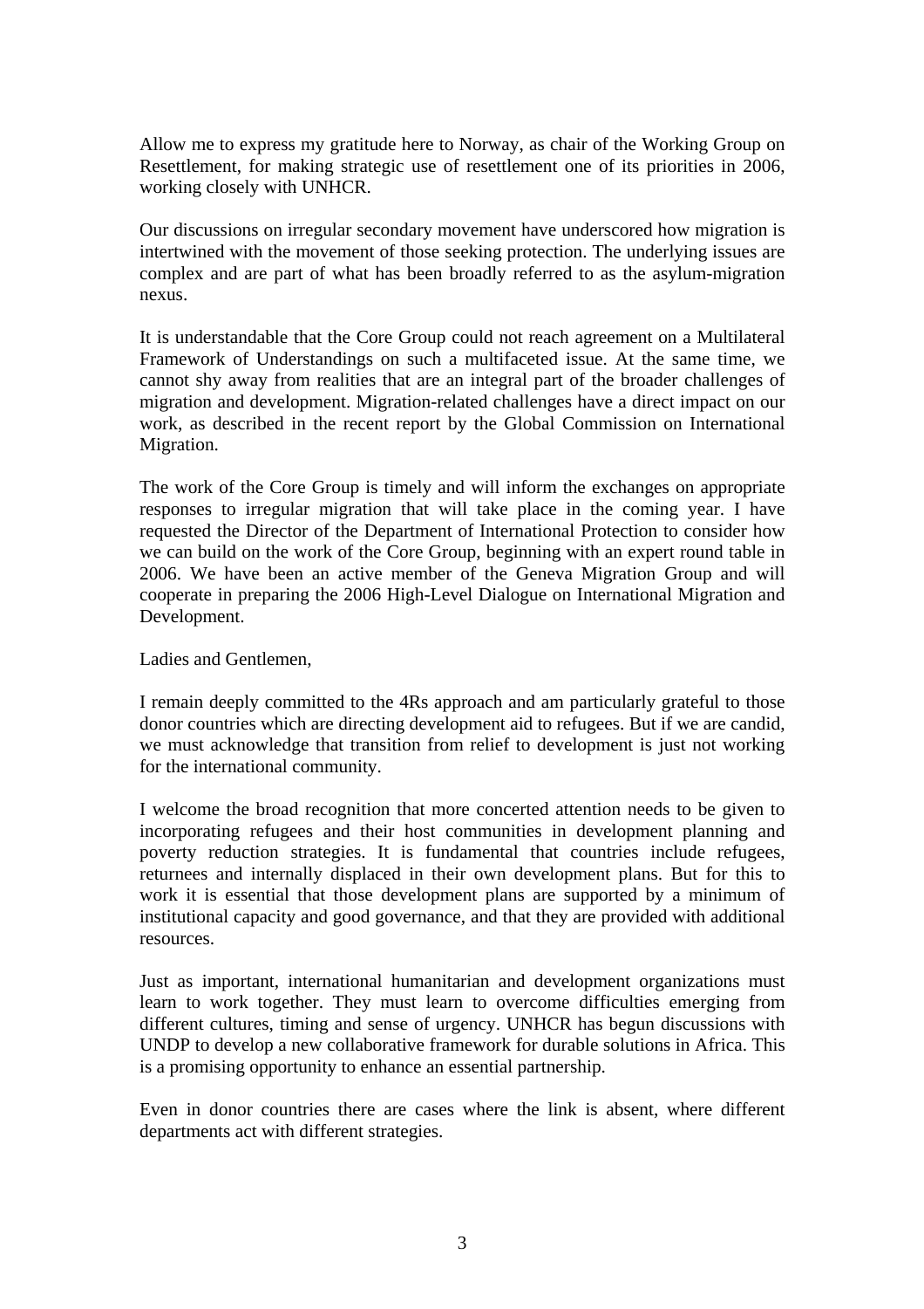Allow me to express my gratitude here to Norway, as chair of the Working Group on Resettlement, for making strategic use of resettlement one of its priorities in 2006, working closely with UNHCR.

Our discussions on irregular secondary movement have underscored how migration is intertwined with the movement of those seeking protection. The underlying issues are complex and are part of what has been broadly referred to as the asylum-migration nexus.

It is understandable that the Core Group could not reach agreement on a Multilateral Framework of Understandings on such a multifaceted issue. At the same time, we cannot shy away from realities that are an integral part of the broader challenges of migration and development. Migration-related challenges have a direct impact on our work, as described in the recent report by the Global Commission on International Migration.

The work of the Core Group is timely and will inform the exchanges on appropriate responses to irregular migration that will take place in the coming year. I have requested the Director of the Department of International Protection to consider how we can build on the work of the Core Group, beginning with an expert round table in 2006. We have been an active member of the Geneva Migration Group and will cooperate in preparing the 2006 High-Level Dialogue on International Migration and Development.

Ladies and Gentlemen,

I remain deeply committed to the 4Rs approach and am particularly grateful to those donor countries which are directing development aid to refugees. But if we are candid, we must acknowledge that transition from relief to development is just not working for the international community.

I welcome the broad recognition that more concerted attention needs to be given to incorporating refugees and their host communities in development planning and poverty reduction strategies. It is fundamental that countries include refugees, returnees and internally displaced in their own development plans. But for this to work it is essential that those development plans are supported by a minimum of institutional capacity and good governance, and that they are provided with additional resources.

Just as important, international humanitarian and development organizations must learn to work together. They must learn to overcome difficulties emerging from different cultures, timing and sense of urgency. UNHCR has begun discussions with UNDP to develop a new collaborative framework for durable solutions in Africa. This is a promising opportunity to enhance an essential partnership.

Even in donor countries there are cases where the link is absent, where different departments act with different strategies.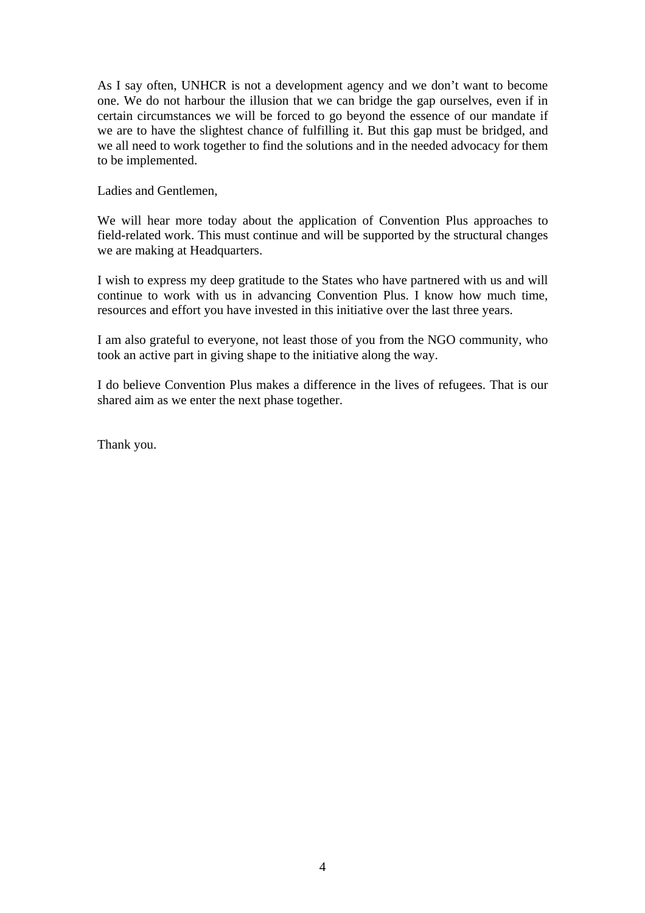As I say often, UNHCR is not a development agency and we don't want to become one. We do not harbour the illusion that we can bridge the gap ourselves, even if in certain circumstances we will be forced to go beyond the essence of our mandate if we are to have the slightest chance of fulfilling it. But this gap must be bridged, and we all need to work together to find the solutions and in the needed advocacy for them to be implemented.

Ladies and Gentlemen,

We will hear more today about the application of Convention Plus approaches to field-related work. This must continue and will be supported by the structural changes we are making at Headquarters.

I wish to express my deep gratitude to the States who have partnered with us and will continue to work with us in advancing Convention Plus. I know how much time, resources and effort you have invested in this initiative over the last three years.

I am also grateful to everyone, not least those of you from the NGO community, who took an active part in giving shape to the initiative along the way.

I do believe Convention Plus makes a difference in the lives of refugees. That is our shared aim as we enter the next phase together.

Thank you.